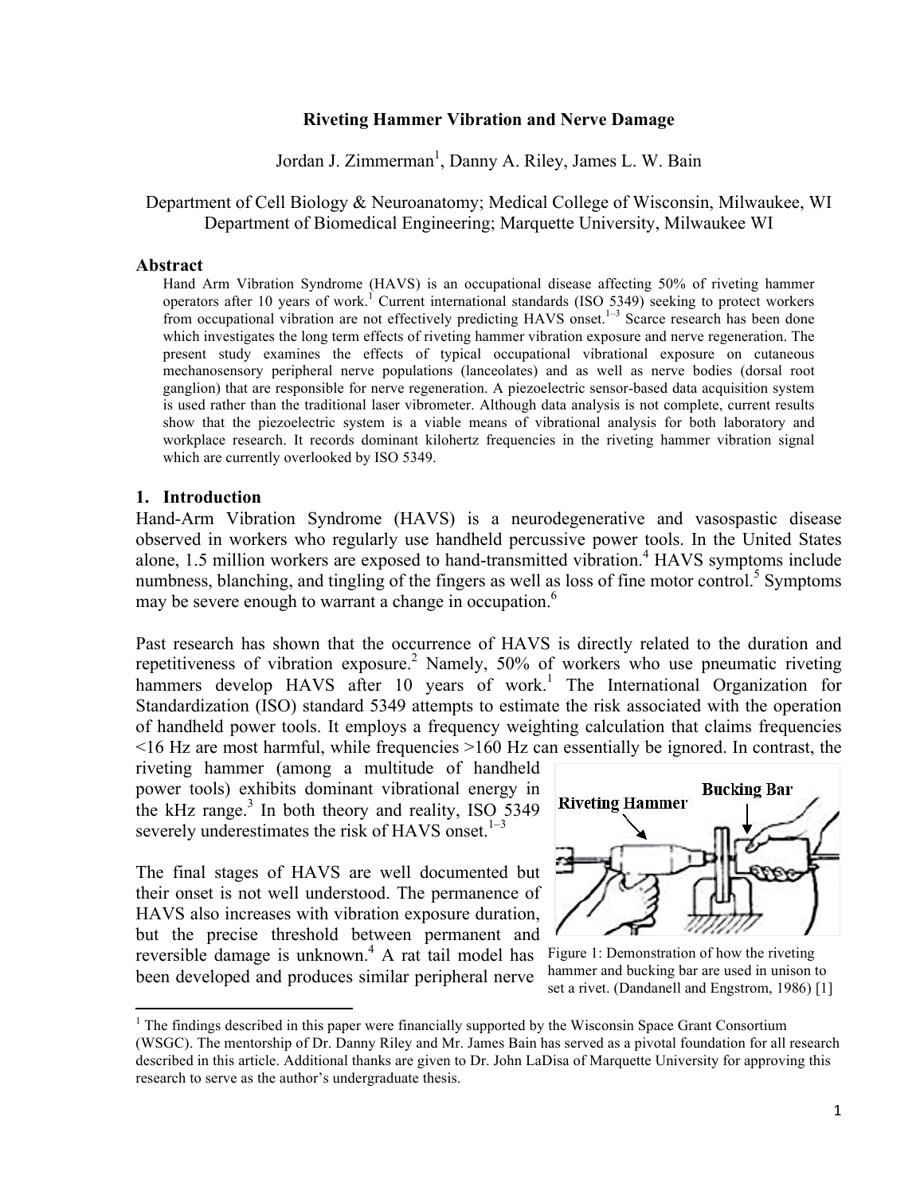# Riveting Hammer Vibration and Nerve Damage

Jordan J. Zimmerman[1], Danny A. Riley, James L. W. Bain

Department of Cell Biology & Neuroanatomy; Medical College of Wisconsin, Milwaukee, WI
Department of Biomedical Engineering; Marquette University, Milwaukee WI

## Abstract

Hand Arm Vibration Syndrome (HAVS) is an occupational disease affecting 50% of riveting hammer operators after 10 years of work.[1] Current international standards (ISO 5349) seeking to protect workers from occupational vibration are not effectively predicting HAVS onset.[1–3] Scarce research has been done which investigates the long term effects of riveting hammer vibration exposure and nerve regeneration. The present study examines the effects of typical occupational vibrational exposure on cutaneous mechanosensory peripheral nerve populations (lanceolates) and as well as nerve bodies (dorsal root ganglion) that are responsible for nerve regeneration. A piezoelectric sensor-based data acquisition system is used rather than the traditional laser vibrometer. Although data analysis is not complete, current results show that the piezoelectric system is a viable means of vibrational analysis for both laboratory and workplace research. It records dominant kilohertz frequencies in the riveting hammer vibration signal which are currently overlooked by ISO 5349.

## 1. Introduction

Hand-Arm Vibration Syndrome (HAVS) is a neurodegenerative and vasospastic disease observed in workers who regularly use handheld percussive power tools. In the United States alone, 1.5 million workers are exposed to hand-transmitted vibration.[4] HAVS symptoms include numbness, blanching, and tingling of the fingers as well as loss of fine motor control.[5] Symptoms may be severe enough to warrant a change in occupation.[6]

Past research has shown that the occurrence of HAVS is directly related to the duration and repetitiveness of vibration exposure.[2] Namely, 50% of workers who use pneumatic riveting hammers develop HAVS after 10 years of work.[1] The International Organization for Standardization (ISO) standard 5349 attempts to estimate the risk associated with the operation of handheld power tools. It employs a frequency weighting calculation that claims frequencies <16 Hz are most harmful, while frequencies >160 Hz can essentially be ignored. In contrast, the riveting hammer (among a multitude of handheld power tools) exhibits dominant vibrational energy in the kHz range.[3] In both theory and reality, ISO 5349 severely underestimates the risk of HAVS onset.[1–3]

Figure 1: Demonstration of how the riveting hammer and bucking bar are used in unison to set a rivet. (Dandanell and Engstrom, 1986) [1]

The final stages of HAVS are well documented but their onset is not well understood. The permanence of HAVS also increases with vibration exposure duration, but the precise threshold between permanent and reversible damage is unknown.[4] A rat tail model has been developed and produces similar peripheral nerve

[1] The findings described in this paper were financially supported by the Wisconsin Space Grant Consortium (WSGC). The mentorship of Dr. Danny Riley and Mr. James Bain has served as a pivotal foundation for all research described in this article. Additional thanks are given to Dr. John LaDisa of Marquette University for approving this research to serve as the author's undergraduate thesis.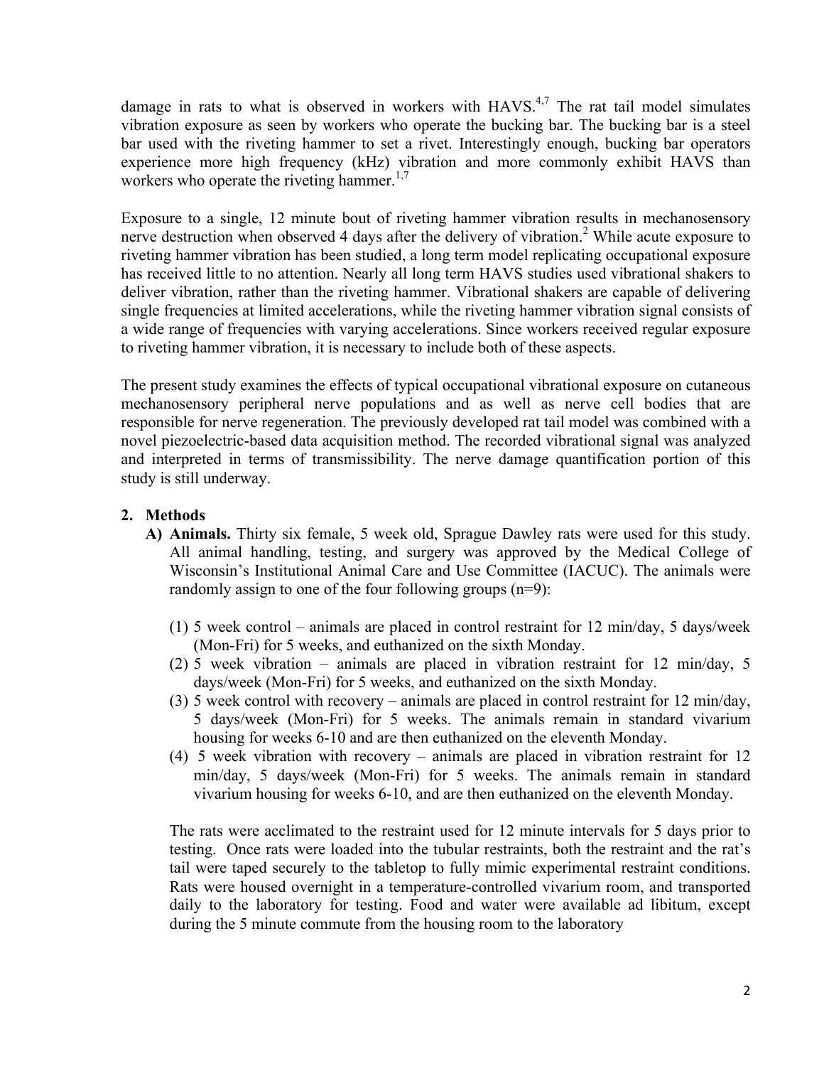damage in rats to what is observed in workers with HAVS.[4,7] The rat tail model simulates vibration exposure as seen by workers who operate the bucking bar. The bucking bar is a steel bar used with the riveting hammer to set a rivet. Interestingly enough, bucking bar operators experience more high frequency (kHz) vibration and more commonly exhibit HAVS than workers who operate the riveting hammer.[1,7]

Exposure to a single, 12 minute bout of riveting hammer vibration results in mechanosensory nerve destruction when observed 4 days after the delivery of vibration.[2] While acute exposure to riveting hammer vibration has been studied, a long term model replicating occupational exposure has received little to no attention. Nearly all long term HAVS studies used vibrational shakers to deliver vibration, rather than the riveting hammer. Vibrational shakers are capable of delivering single frequencies at limited accelerations, while the riveting hammer vibration signal consists of a wide range of frequencies with varying accelerations. Since workers received regular exposure to riveting hammer vibration, it is necessary to include both of these aspects.

The present study examines the effects of typical occupational vibrational exposure on cutaneous mechanosensory peripheral nerve populations and as well as nerve cell bodies that are responsible for nerve regeneration. The previously developed rat tail model was combined with a novel piezoelectric-based data acquisition method. The recorded vibrational signal was analyzed and interpreted in terms of transmissibility. The nerve damage quantification portion of this study is still underway.

## 2. Methods

**A) Animals.** Thirty six female, 5 week old, Sprague Dawley rats were used for this study. All animal handling, testing, and surgery was approved by the Medical College of Wisconsin's Institutional Animal Care and Use Committee (IACUC). The animals were randomly assign to one of the four following groups (n=9):

(1) 5 week control – animals are placed in control restraint for 12 min/day, 5 days/week (Mon-Fri) for 5 weeks, and euthanized on the sixth Monday.
(2) 5 week vibration – animals are placed in vibration restraint for 12 min/day, 5 days/week (Mon-Fri) for 5 weeks, and euthanized on the sixth Monday.
(3) 5 week control with recovery – animals are placed in control restraint for 12 min/day, 5 days/week (Mon-Fri) for 5 weeks. The animals remain in standard vivarium housing for weeks 6-10 and are then euthanized on the eleventh Monday.
(4) 5 week vibration with recovery – animals are placed in vibration restraint for 12 min/day, 5 days/week (Mon-Fri) for 5 weeks. The animals remain in standard vivarium housing for weeks 6-10, and are then euthanized on the eleventh Monday.

The rats were acclimated to the restraint used for 12 minute intervals for 5 days prior to testing. Once rats were loaded into the tubular restraints, both the restraint and the rat's tail were taped securely to the tabletop to fully mimic experimental restraint conditions. Rats were housed overnight in a temperature-controlled vivarium room, and transported daily to the laboratory for testing. Food and water were available ad libitum, except during the 5 minute commute from the housing room to the laboratory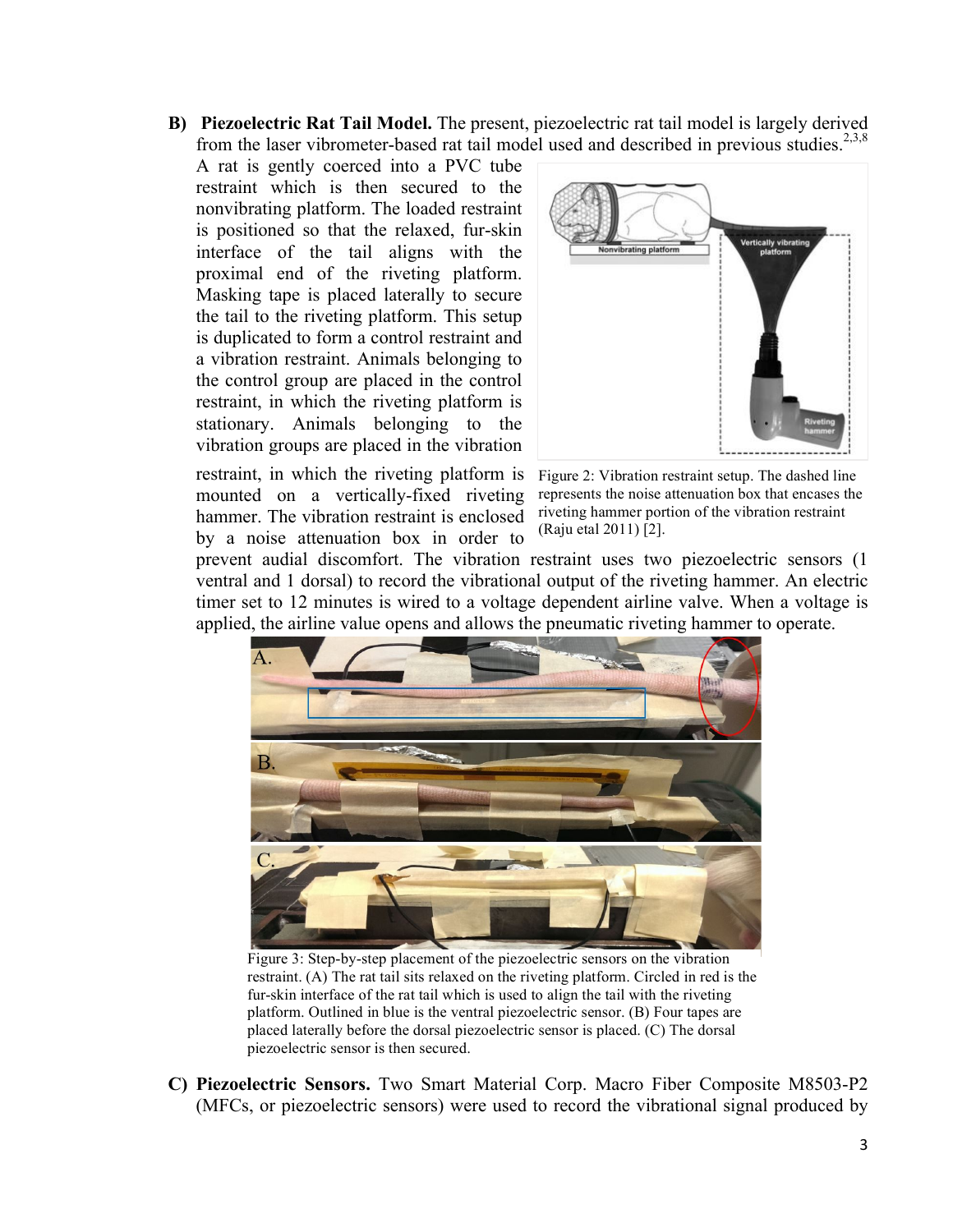**B) Piezoelectric Rat Tail Model.** The present, piezoelectric rat tail model is largely derived from the laser vibrometer-based rat tail model used and described in previous studies.[2,3,8] A rat is gently coerced into a PVC tube restraint which is then secured to the nonvibrating platform. The loaded restraint is positioned so that the relaxed, fur-skin interface of the tail aligns with the proximal end of the riveting platform. Masking tape is placed laterally to secure the tail to the riveting platform. This setup is duplicated to form a control restraint and a vibration restraint. Animals belonging to the control group are placed in the control restraint, in which the riveting platform is stationary. Animals belonging to the vibration groups are placed in the vibration restraint, in which the riveting platform is mounted on a vertically-fixed riveting hammer. The vibration restraint is enclosed by a noise attenuation box in order to prevent audial discomfort. The vibration restraint uses two piezoelectric sensors (1 ventral and 1 dorsal) to record the vibrational output of the riveting hammer. An electric timer set to 12 minutes is wired to a voltage dependent airline valve. When a voltage is applied, the airline value opens and allows the pneumatic riveting hammer to operate.

Figure 2: Vibration restraint setup. The dashed line represents the noise attenuation box that encases the riveting hammer portion of the vibration restraint (Raju etal 2011) [2].

Figure 3: Step-by-step placement of the piezoelectric sensors on the vibration restraint. (A) The rat tail sits relaxed on the riveting platform. Circled in red is the fur-skin interface of the rat tail which is used to align the tail with the riveting platform. Outlined in blue is the ventral piezoelectric sensor. (B) Four tapes are placed laterally before the dorsal piezoelectric sensor is placed. (C) The dorsal piezoelectric sensor is then secured.

**C) Piezoelectric Sensors.** Two Smart Material Corp. Macro Fiber Composite M8503-P2 (MFCs, or piezoelectric sensors) were used to record the vibrational signal produced by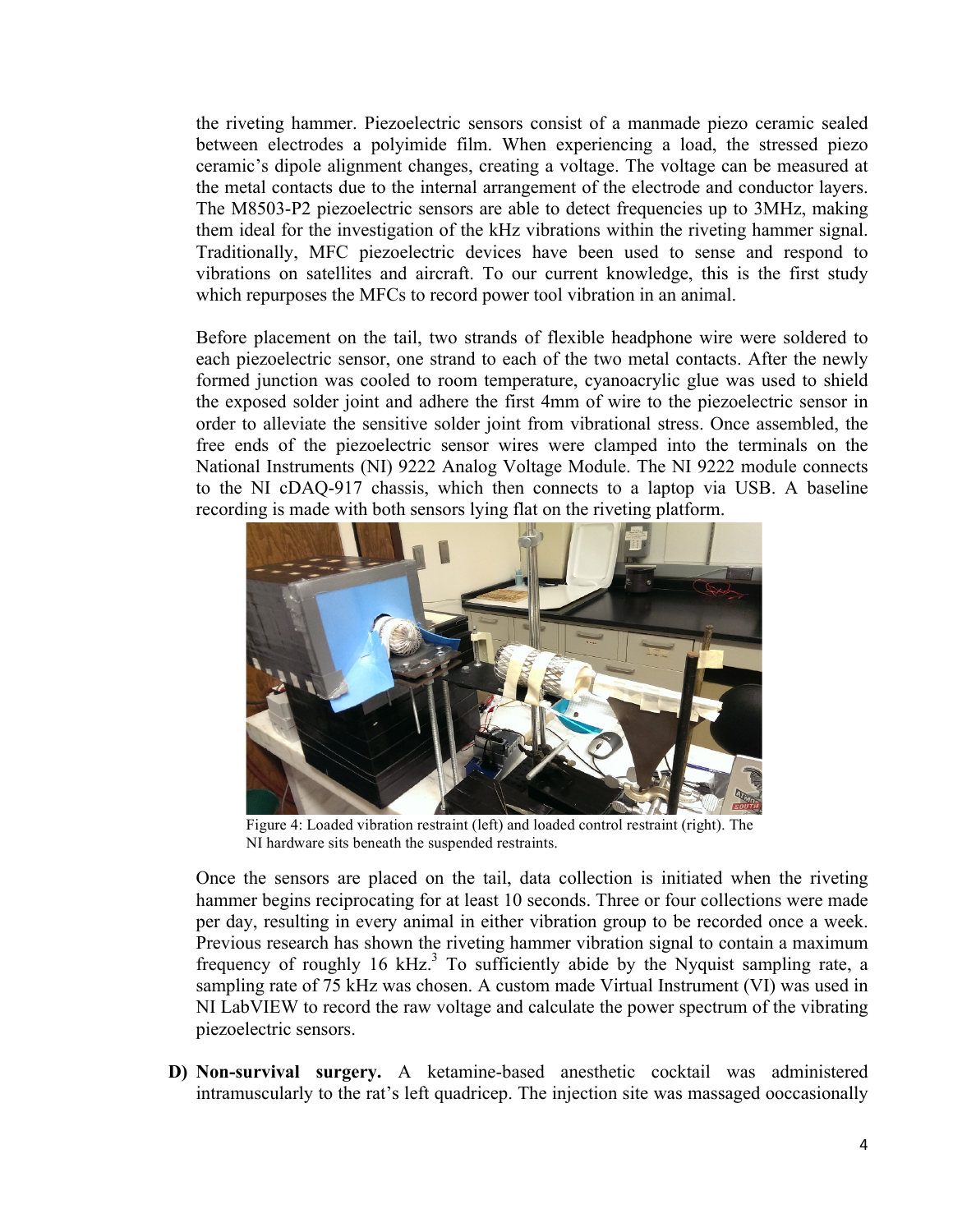the riveting hammer. Piezoelectric sensors consist of a manmade piezo ceramic sealed between electrodes a polyimide film. When experiencing a load, the stressed piezo ceramic's dipole alignment changes, creating a voltage. The voltage can be measured at the metal contacts due to the internal arrangement of the electrode and conductor layers. The M8503-P2 piezoelectric sensors are able to detect frequencies up to 3MHz, making them ideal for the investigation of the kHz vibrations within the riveting hammer signal. Traditionally, MFC piezoelectric devices have been used to sense and respond to vibrations on satellites and aircraft. To our current knowledge, this is the first study which repurposes the MFCs to record power tool vibration in an animal.

Before placement on the tail, two strands of flexible headphone wire were soldered to each piezoelectric sensor, one strand to each of the two metal contacts. After the newly formed junction was cooled to room temperature, cyanoacrylic glue was used to shield the exposed solder joint and adhere the first 4mm of wire to the piezoelectric sensor in order to alleviate the sensitive solder joint from vibrational stress. Once assembled, the free ends of the piezoelectric sensor wires were clamped into the terminals on the National Instruments (NI) 9222 Analog Voltage Module. The NI 9222 module connects to the NI cDAQ-917 chassis, which then connects to a laptop via USB. A baseline recording is made with both sensors lying flat on the riveting platform.

Figure 4: Loaded vibration restraint (left) and loaded control restraint (right). The NI hardware sits beneath the suspended restraints.

Once the sensors are placed on the tail, data collection is initiated when the riveting hammer begins reciprocating for at least 10 seconds. Three or four collections were made per day, resulting in every animal in either vibration group to be recorded once a week. Previous research has shown the riveting hammer vibration signal to contain a maximum frequency of roughly 16 kHz.[3] To sufficiently abide by the Nyquist sampling rate, a sampling rate of 75 kHz was chosen. A custom made Virtual Instrument (VI) was used in NI LabVIEW to record the raw voltage and calculate the power spectrum of the vibrating piezoelectric sensors.

**D) Non-survival surgery.** A ketamine-based anesthetic cocktail was administered intramuscularly to the rat's left quadricep. The injection site was massaged ooccasionally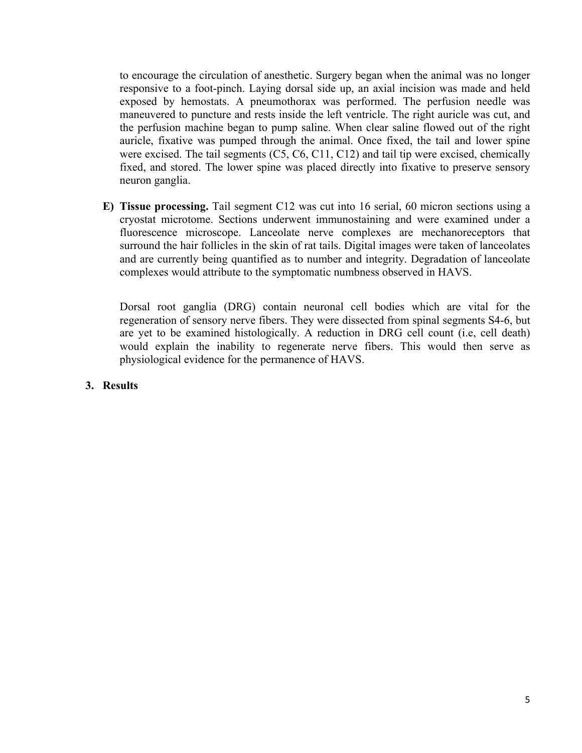to encourage the circulation of anesthetic. Surgery began when the animal was no longer responsive to a foot-pinch. Laying dorsal side up, an axial incision was made and held exposed by hemostats. A pneumothorax was performed. The perfusion needle was maneuvered to puncture and rests inside the left ventricle. The right auricle was cut, and the perfusion machine began to pump saline. When clear saline flowed out of the right auricle, fixative was pumped through the animal. Once fixed, the tail and lower spine were excised. The tail segments (C5, C6, C11, C12) and tail tip were excised, chemically fixed, and stored. The lower spine was placed directly into fixative to preserve sensory neuron ganglia.

E) **Tissue processing.** Tail segment C12 was cut into 16 serial, 60 micron sections using a cryostat microtome. Sections underwent immunostaining and were examined under a fluorescence microscope. Lanceolate nerve complexes are mechanoreceptors that surround the hair follicles in the skin of rat tails. Digital images were taken of lanceolates and are currently being quantified as to number and integrity. Degradation of lanceolate complexes would attribute to the symptomatic numbness observed in HAVS.

Dorsal root ganglia (DRG) contain neuronal cell bodies which are vital for the regeneration of sensory nerve fibers. They were dissected from spinal segments S4-6, but are yet to be examined histologically. A reduction in DRG cell count (i.e, cell death) would explain the inability to regenerate nerve fibers. This would then serve as physiological evidence for the permanence of HAVS.

## 3. Results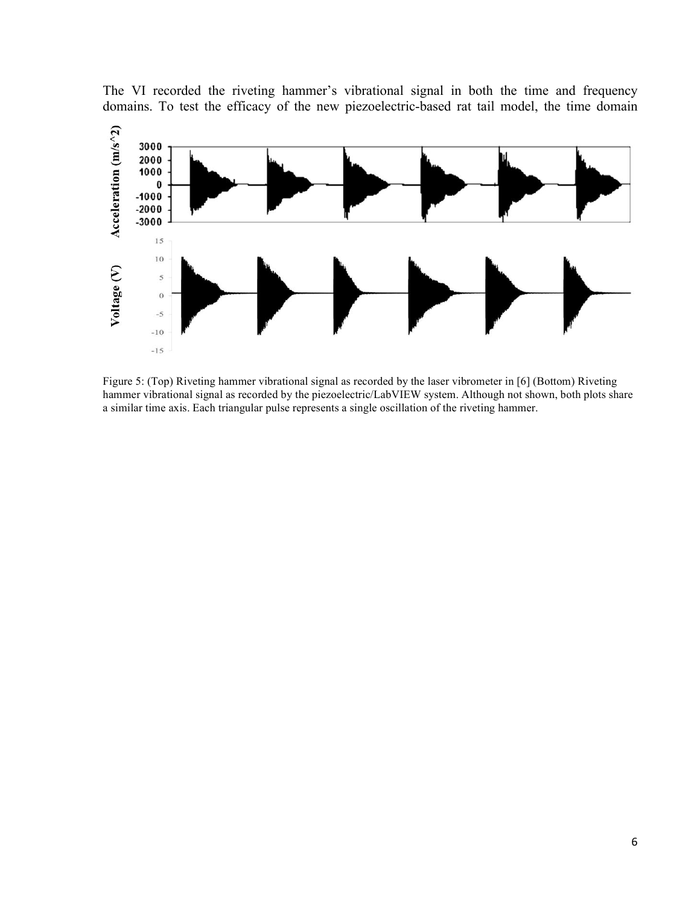The VI recorded the riveting hammer's vibrational signal in both the time and frequency domains. To test the efficacy of the new piezoelectric-based rat tail model, the time domain

Figure 5: (Top) Riveting hammer vibrational signal as recorded by the laser vibrometer in [6] (Bottom) Riveting hammer vibrational signal as recorded by the piezoelectric/LabVIEW system. Although not shown, both plots share a similar time axis. Each triangular pulse represents a single oscillation of the riveting hammer.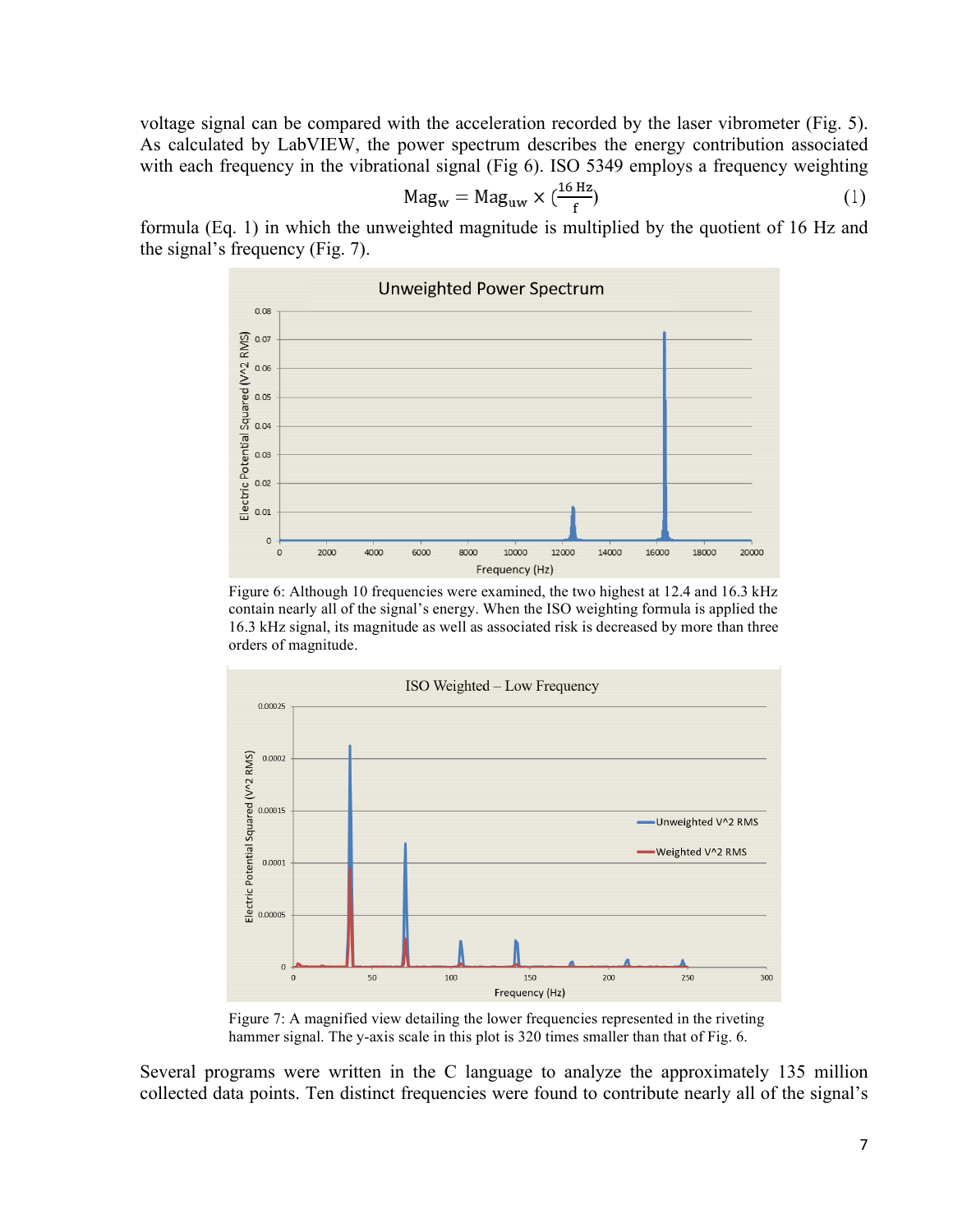voltage signal can be compared with the acceleration recorded by the laser vibrometer (Fig. 5). As calculated by LabVIEW, the power spectrum describes the energy contribution associated with each frequency in the vibrational signal (Fig 6). ISO 5349 employs a frequency weighting

$$\mathrm{Mag_w} = \mathrm{Mag_{uw}} \times \left(\frac{16\ \mathrm{Hz}}{\mathrm{f}}\right) \tag{1}$$

formula (Eq. 1) in which the unweighted magnitude is multiplied by the quotient of 16 Hz and the signal's frequency (Fig. 7).

Figure 6: Although 10 frequencies were examined, the two highest at 12.4 and 16.3 kHz contain nearly all of the signal's energy. When the ISO weighting formula is applied the 16.3 kHz signal, its magnitude as well as associated risk is decreased by more than three orders of magnitude.

Figure 7: A magnified view detailing the lower frequencies represented in the riveting hammer signal. The y-axis scale in this plot is 320 times smaller than that of Fig. 6.

Several programs were written in the C language to analyze the approximately 135 million collected data points. Ten distinct frequencies were found to contribute nearly all of the signal's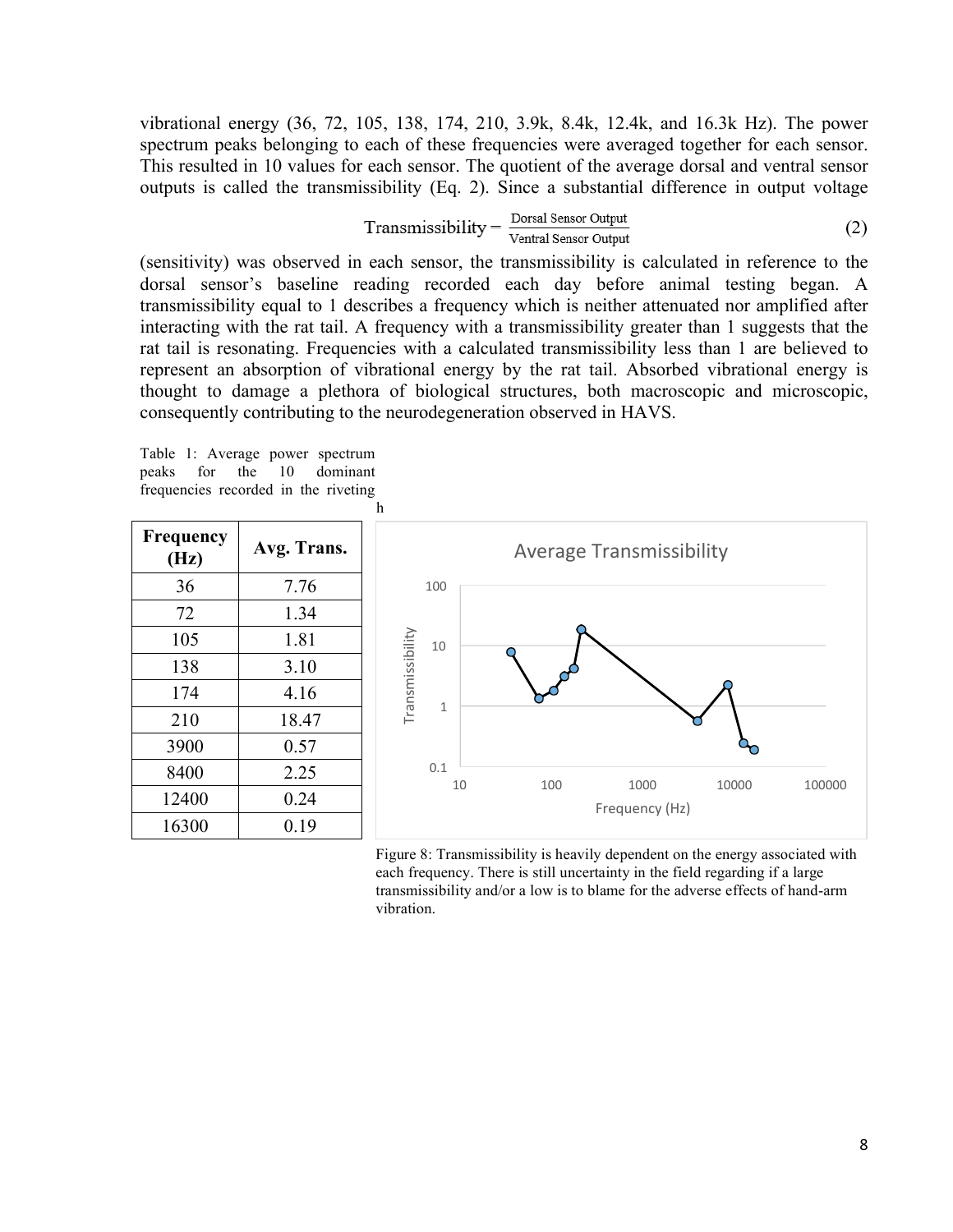vibrational energy (36, 72, 105, 138, 174, 210, 3.9k, 8.4k, 12.4k, and 16.3k Hz). The power spectrum peaks belonging to each of these frequencies were averaged together for each sensor. This resulted in 10 values for each sensor. The quotient of the average dorsal and ventral sensor outputs is called the transmissibility (Eq. 2). Since a substantial difference in output voltage

$$\text{Transmissibility} = \frac{\text{Dorsal Sensor Output}}{\text{Ventral Sensor Output}} \tag{2}$$

(sensitivity) was observed in each sensor, the transmissibility is calculated in reference to the dorsal sensor's baseline reading recorded each day before animal testing began. A transmissibility equal to 1 describes a frequency which is neither attenuated nor amplified after interacting with the rat tail. A frequency with a transmissibility greater than 1 suggests that the rat tail is resonating. Frequencies with a calculated transmissibility less than 1 are believed to represent an absorption of vibrational energy by the rat tail. Absorbed vibrational energy is thought to damage a plethora of biological structures, both macroscopic and microscopic, consequently contributing to the neurodegeneration observed in HAVS.

Table 1: Average power spectrum peaks for the 10 dominant frequencies recorded in the riveting h

| Frequency (Hz) | Avg. Trans. |
|---|---|
| 36 | 7.76 |
| 72 | 1.34 |
| 105 | 1.81 |
| 138 | 3.10 |
| 174 | 4.16 |
| 210 | 18.47 |
| 3900 | 0.57 |
| 8400 | 2.25 |
| 12400 | 0.24 |
| 16300 | 0.19 |

Figure 8: Transmissibility is heavily dependent on the energy associated with each frequency. There is still uncertainty in the field regarding if a large transmissibility and/or a low is to blame for the adverse effects of hand-arm vibration.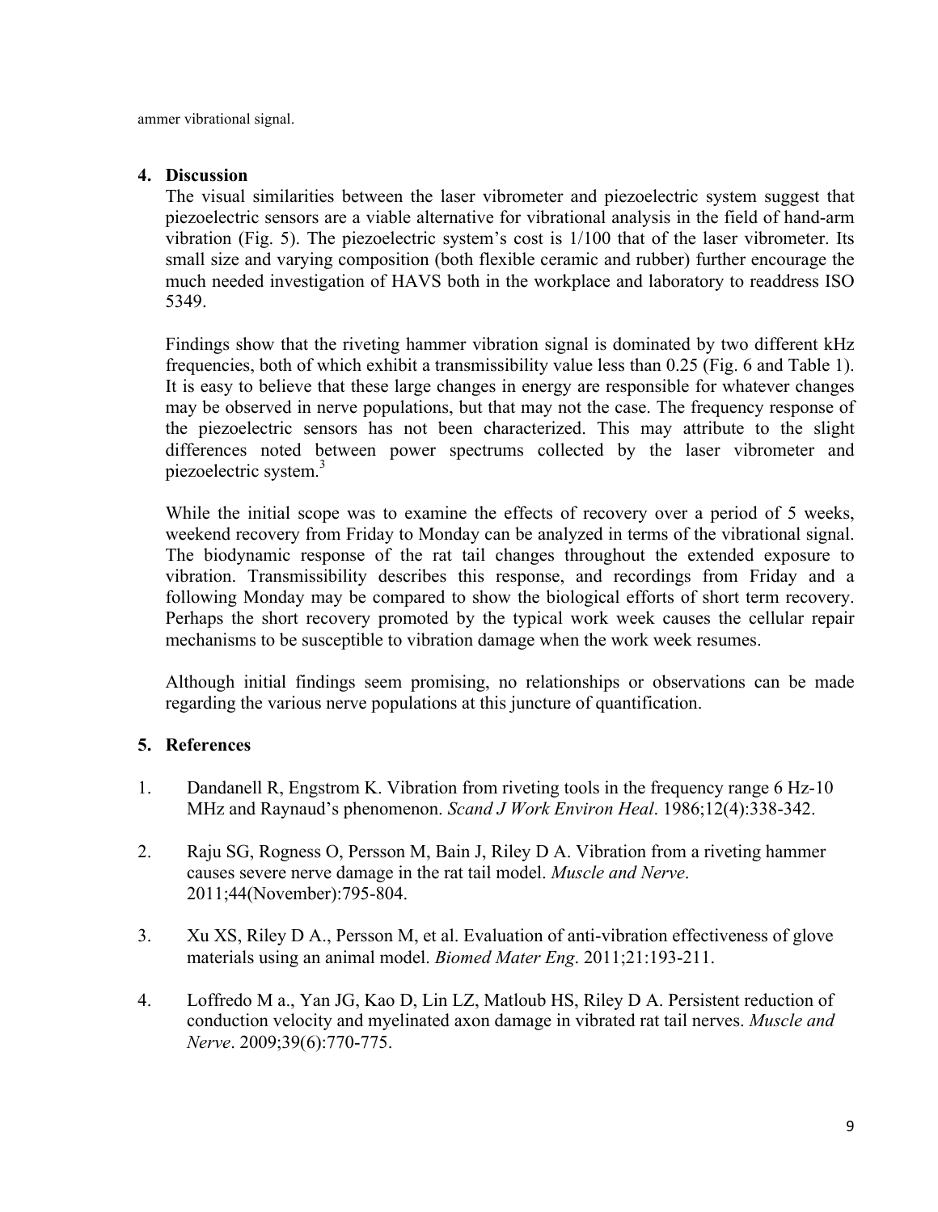ammer vibrational signal.

## 4. Discussion

The visual similarities between the laser vibrometer and piezoelectric system suggest that piezoelectric sensors are a viable alternative for vibrational analysis in the field of hand-arm vibration (Fig. 5). The piezoelectric system's cost is 1/100 that of the laser vibrometer. Its small size and varying composition (both flexible ceramic and rubber) further encourage the much needed investigation of HAVS both in the workplace and laboratory to readdress ISO 5349.

Findings show that the riveting hammer vibration signal is dominated by two different kHz frequencies, both of which exhibit a transmissibility value less than 0.25 (Fig. 6 and Table 1). It is easy to believe that these large changes in energy are responsible for whatever changes may be observed in nerve populations, but that may not the case. The frequency response of the piezoelectric sensors has not been characterized. This may attribute to the slight differences noted between power spectrums collected by the laser vibrometer and piezoelectric system.[3]

While the initial scope was to examine the effects of recovery over a period of 5 weeks, weekend recovery from Friday to Monday can be analyzed in terms of the vibrational signal. The biodynamic response of the rat tail changes throughout the extended exposure to vibration. Transmissibility describes this response, and recordings from Friday and a following Monday may be compared to show the biological efforts of short term recovery. Perhaps the short recovery promoted by the typical work week causes the cellular repair mechanisms to be susceptible to vibration damage when the work week resumes.

Although initial findings seem promising, no relationships or observations can be made regarding the various nerve populations at this juncture of quantification.

## 5. References

1. Dandanell R, Engstrom K. Vibration from riveting tools in the frequency range 6 Hz-10 MHz and Raynaud's phenomenon. *Scand J Work Environ Heal*. 1986;12(4):338-342.

2. Raju SG, Rogness O, Persson M, Bain J, Riley D A. Vibration from a riveting hammer causes severe nerve damage in the rat tail model. *Muscle and Nerve*. 2011;44(November):795-804.

3. Xu XS, Riley D A., Persson M, et al. Evaluation of anti-vibration effectiveness of glove materials using an animal model. *Biomed Mater Eng*. 2011;21:193-211.

4. Loffredo M a., Yan JG, Kao D, Lin LZ, Matloub HS, Riley D A. Persistent reduction of conduction velocity and myelinated axon damage in vibrated rat tail nerves. *Muscle and Nerve*. 2009;39(6):770-775.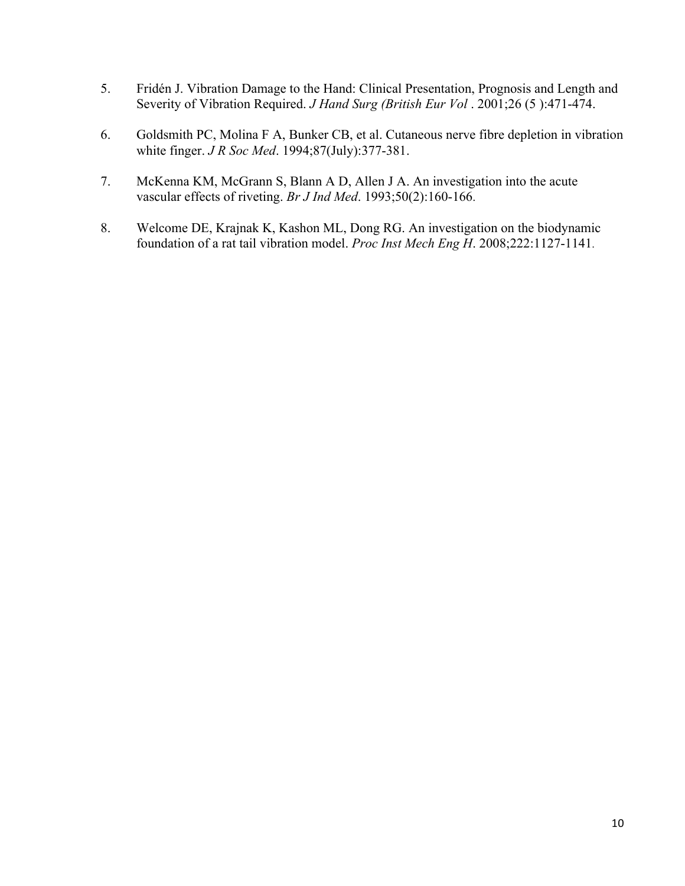5. Fridén J. Vibration Damage to the Hand: Clinical Presentation, Prognosis and Length and Severity of Vibration Required. *J Hand Surg (British Eur Vol* . 2001;26 (5 ):471-474.

6. Goldsmith PC, Molina F A, Bunker CB, et al. Cutaneous nerve fibre depletion in vibration white finger. *J R Soc Med*. 1994;87(July):377-381.

7. McKenna KM, McGrann S, Blann A D, Allen J A. An investigation into the acute vascular effects of riveting. *Br J Ind Med*. 1993;50(2):160-166.

8. Welcome DE, Krajnak K, Kashon ML, Dong RG. An investigation on the biodynamic foundation of a rat tail vibration model. *Proc Inst Mech Eng H*. 2008;222:1127-1141.